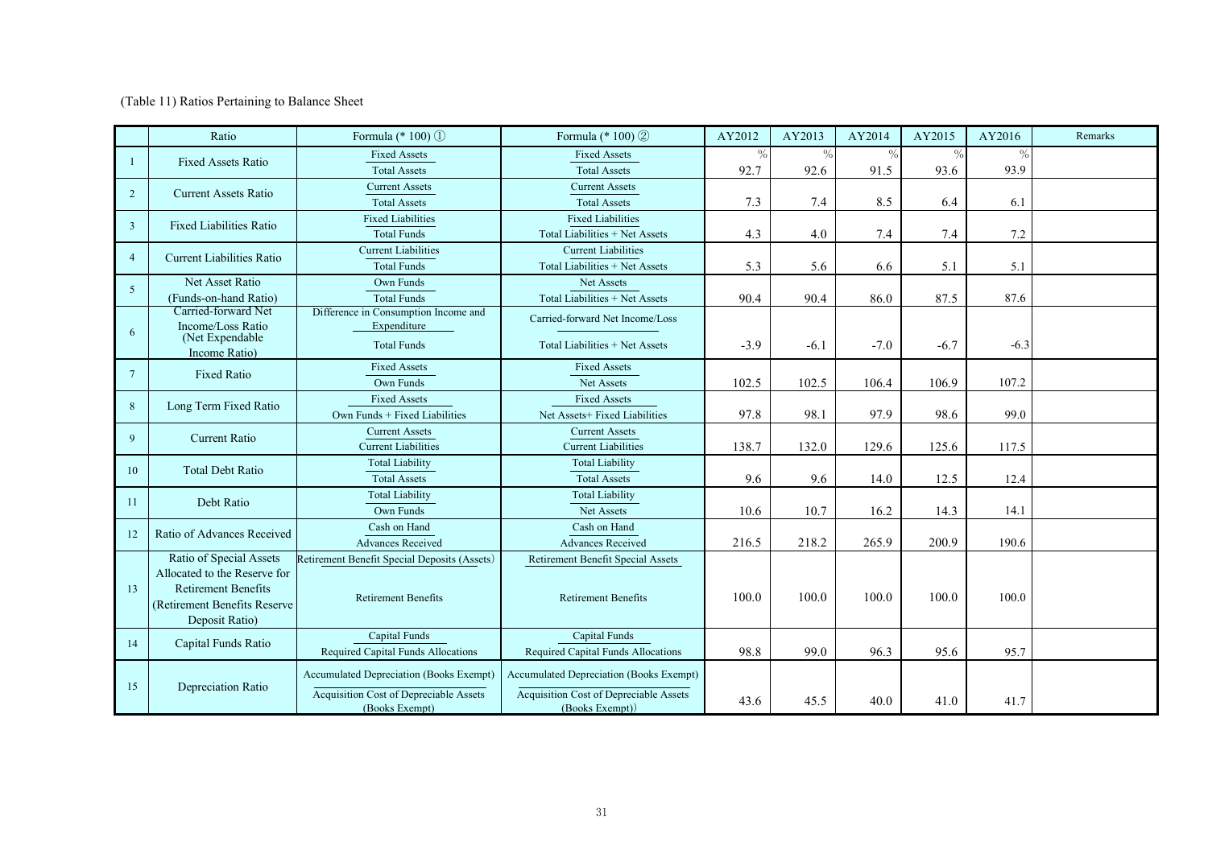(Table 11) Ratios Pertaining to Balance Sheet

| | Ratio | Formula (* 100) ① | Formula (* 100) ② | AY2012 | AY2013 | AY2014 | AY2015 | AY2016 | Remarks |
|---|---|---|---|---|---|---|---|---|---|
| 1 | Fixed Assets Ratio | Fixed Assets / Total Assets | Fixed Assets / Total Assets | % 92.7 | % 92.6 | % 91.5 | % 93.6 | % 93.9 | |
| 2 | Current Assets Ratio | Current Assets / Total Assets | Current Assets / Total Assets | 7.3 | 7.4 | 8.5 | 6.4 | 6.1 | |
| 3 | Fixed Liabilities Ratio | Fixed Liabilities / Total Funds | Fixed Liabilities / Total Liabilities + Net Assets | 4.3 | 4.0 | 7.4 | 7.4 | 7.2 | |
| 4 | Current Liabilities Ratio | Current Liabilities / Total Funds | Current Liabilities / Total Liabilities + Net Assets | 5.3 | 5.6 | 6.6 | 5.1 | 5.1 | |
| 5 | Net Asset Ratio (Funds-on-hand Ratio) | Own Funds / Total Funds | Net Assets / Total Liabilities + Net Assets | 90.4 | 90.4 | 86.0 | 87.5 | 87.6 | |
| 6 | Carried-forward Net Income/Loss Ratio (Net Expendable Income Ratio) | Difference in Consumption Income and Expenditure / Total Funds | Carried-forward Net Income/Loss / Total Liabilities + Net Assets | -3.9 | -6.1 | -7.0 | -6.7 | -6.3 | |
| 7 | Fixed Ratio | Fixed Assets / Own Funds | Fixed Assets / Net Assets | 102.5 | 102.5 | 106.4 | 106.9 | 107.2 | |
| 8 | Long Term Fixed Ratio | Fixed Assets / Own Funds + Fixed Liabilities | Fixed Assets / Net Assets+ Fixed Liabilities | 97.8 | 98.1 | 97.9 | 98.6 | 99.0 | |
| 9 | Current Ratio | Current Assets / Current Liabilities | Current Assets / Current Liabilities | 138.7 | 132.0 | 129.6 | 125.6 | 117.5 | |
| 10 | Total Debt Ratio | Total Liability / Total Assets | Total Liability / Total Assets | 9.6 | 9.6 | 14.0 | 12.5 | 12.4 | |
| 11 | Debt Ratio | Total Liability / Own Funds | Total Liability / Net Assets | 10.6 | 10.7 | 16.2 | 14.3 | 14.1 | |
| 12 | Ratio of Advances Received | Cash on Hand / Advances Received | Cash on Hand / Advances Received | 216.5 | 218.2 | 265.9 | 200.9 | 190.6 | |
| 13 | Ratio of Special Assets Allocated to the Reserve for Retirement Benefits (Retirement Benefits Reserve Deposit Ratio) | Retirement Benefit Special Deposits (Assets) / Retirement Benefits | Retirement Benefit Special Assets / Retirement Benefits | 100.0 | 100.0 | 100.0 | 100.0 | 100.0 | |
| 14 | Capital Funds Ratio | Capital Funds / Required Capital Funds Allocations | Capital Funds / Required Capital Funds Allocations | 98.8 | 99.0 | 96.3 | 95.6 | 95.7 | |
| 15 | Depreciation Ratio | Accumulated Depreciation (Books Exempt) / Acquisition Cost of Depreciable Assets (Books Exempt) | Accumulated Depreciation (Books Exempt) / Acquisition Cost of Depreciable Assets (Books Exempt)) | 43.6 | 45.5 | 40.0 | 41.0 | 41.7 | |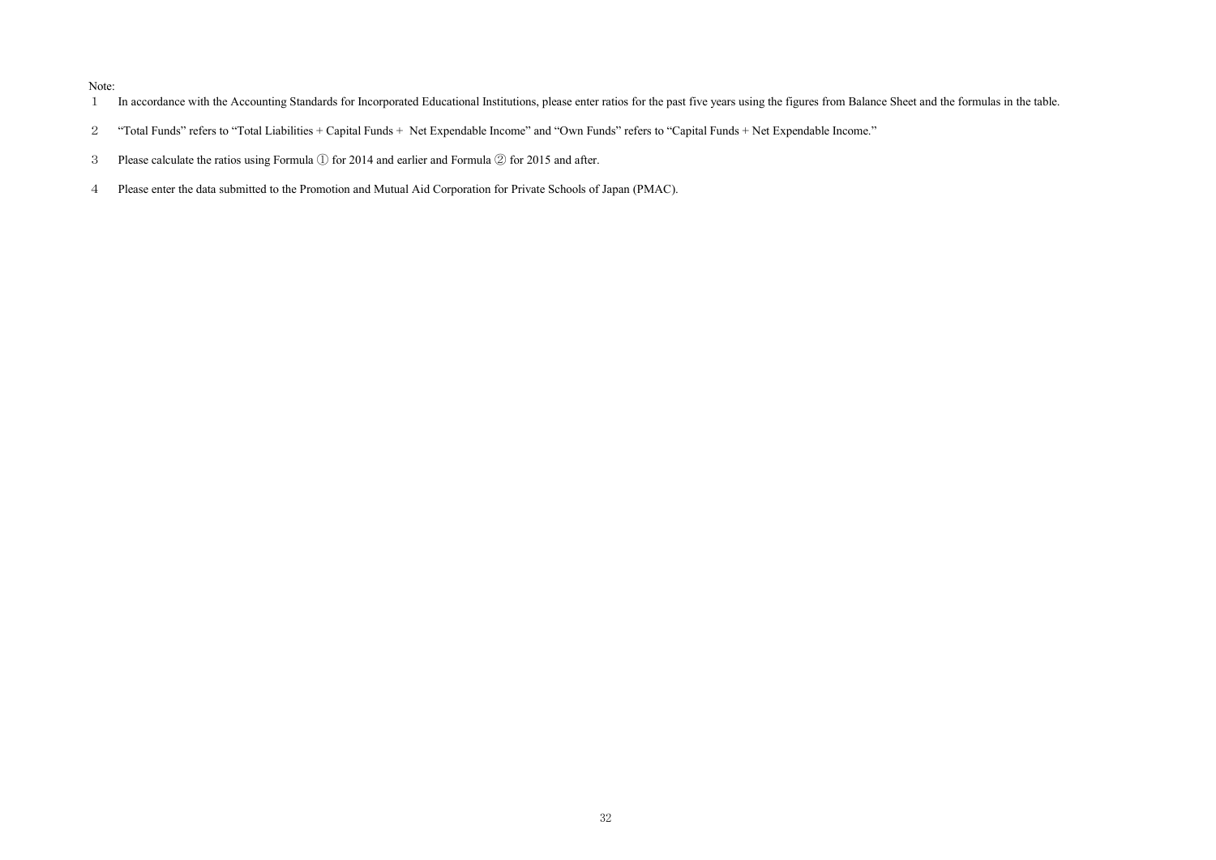Note:

1 In accordance with the Accounting Standards for Incorporated Educational Institutions, please enter ratios for the past five years using the figures from Balance Sheet and the formulas in the table.

2 “Total Funds” refers to “Total Liabilities + Capital Funds + Net Expendable Income” and “Own Funds” refers to “Capital Funds + Net Expendable Income.”

3 Please calculate the ratios using Formula ① for 2014 and earlier and Formula ② for 2015 and after.

4 Please enter the data submitted to the Promotion and Mutual Aid Corporation for Private Schools of Japan (PMAC).